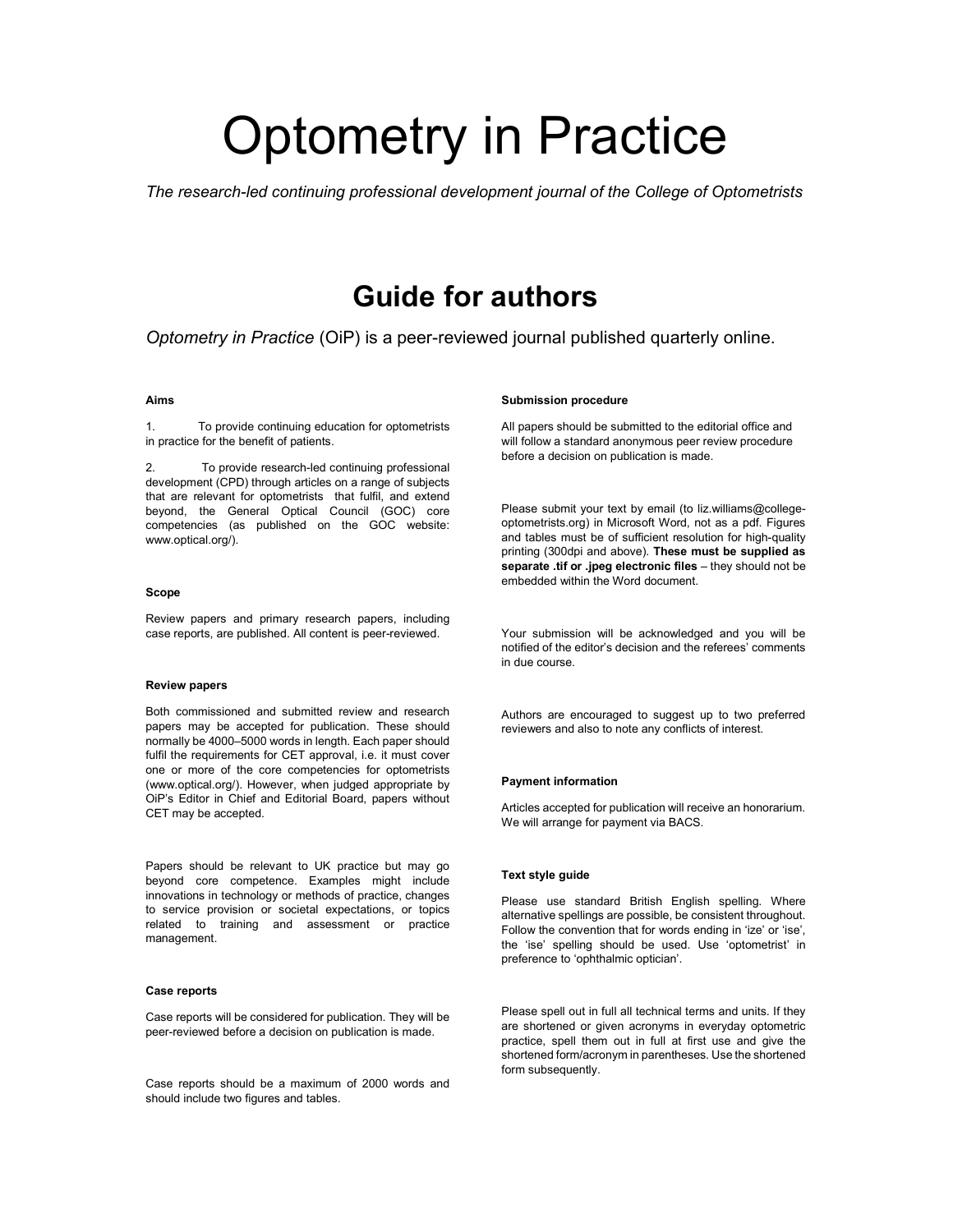# Optometry in Practice

*The research-led continuing professional development journal of the College of Optometrists*

## Guide for authors

*Optometry in Practice* (OiP) is a peer-reviewed journal published quarterly online.

#### Aims

1. To provide continuing education for optometrists in practice for the benefit of patients.

2. To provide research-led continuing professional development (CPD) through articles on a range of subjects that are relevant for optometrists that fulfil, and extend beyond, the General Optical Council (GOC) core competencies (as published on the GOC website: www.optical.org/).

#### Scope

Review papers and primary research papers, including case reports, are published. All content is peer-reviewed.

#### Review papers

Both commissioned and submitted review and research papers may be accepted for publication. These should normally be 4000–5000 words in length. Each paper should fulfil the requirements for CET approval, i.e. it must cover one or more of the core competencies for optometrists (www.optical.org/). However, when judged appropriate by OiP's Editor in Chief and Editorial Board, papers without CET may be accepted.

Papers should be relevant to UK practice but may go beyond core competence. Examples might include innovations in technology or methods of practice, changes to service provision or societal expectations, or topics related to training and assessment or practice management.

#### Case reports

Case reports will be considered for publication. They will be peer-reviewed before a decision on publication is made.

Case reports should be a maximum of 2000 words and should include two figures and tables.

#### Submission procedure

All papers should be submitted to the editorial office and will follow a standard anonymous peer review procedure before a decision on publication is made.

Please submit your text by email (to liz.williams@college-optometrists.org) in Microsoft Word, not as a pdf. Figures and tables must be of sufficient resolution for high-quality printing (300dpi and above). **These must be supplied as separate .tif or .jpeg electronic files** – they should not be embedded within the Word document.

Your submission will be acknowledged and you will be notified of the editor's decision and the referees' comments in due course.

Authors are encouraged to suggest up to two preferred reviewers and also to note any conflicts of interest.

#### Payment information

Articles accepted for publication will receive an honorarium. We will arrange for payment via BACS.

#### Text style guide

Please use standard British English spelling. Where alternative spellings are possible, be consistent throughout. Follow the convention that for words ending in 'ize' or 'ise', the 'ise' spelling should be used. Use 'optometrist' in preference to 'ophthalmic optician'.

Please spell out in full all technical terms and units. If they are shortened or given acronyms in everyday optometric practice, spell them out in full at first use and give the shortened form/acronym in parentheses. Use the shortened form subsequently.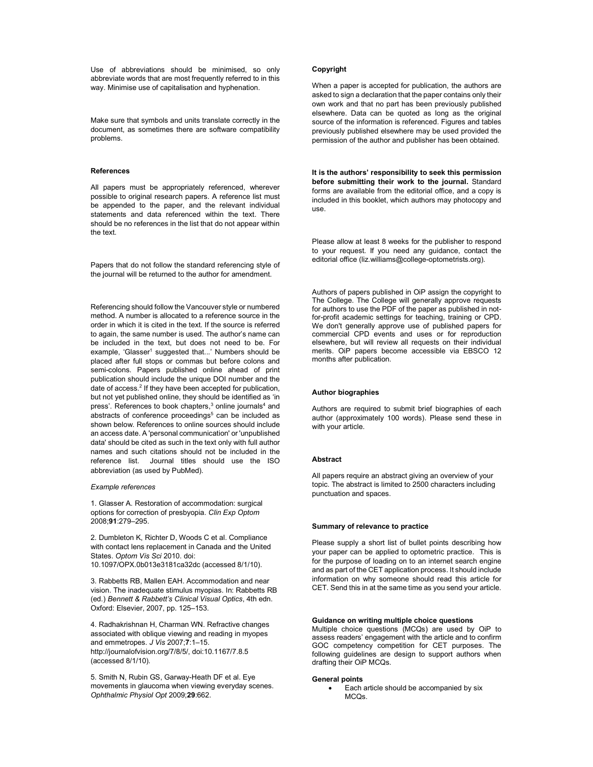Use of abbreviations should be minimised, so only abbreviate words that are most frequently referred to in this way. Minimise use of capitalisation and hyphenation.

Make sure that symbols and units translate correctly in the document, as sometimes there are software compatibility problems.

### References

All papers must be appropriately referenced, wherever possible to original research papers. A reference list must be appended to the paper, and the relevant individual statements and data referenced within the text. There should be no references in the list that do not appear within the text.

Papers that do not follow the standard referencing style of the journal will be returned to the author for amendment.

Referencing should follow the Vancouver style or numbered method. A number is allocated to a reference source in the order in which it is cited in the text. If the source is referred to again, the same number is used. The author's name can be included in the text, but does not need to be. For example, 'Glasser[1] suggested that...' Numbers should be placed after full stops or commas but before colons and semi-colons. Papers published online ahead of print publication should include the unique DOI number and the date of access.[2] If they have been accepted for publication, but not yet published online, they should be identified as 'in press'. References to book chapters,[3] online journals[4] and abstracts of conference proceedings[5] can be included as shown below. References to online sources should include an access date. A 'personal communication' or 'unpublished data' should be cited as such in the text only with full author names and such citations should not be included in the reference list. Journal titles should use the ISO abbreviation (as used by PubMed).

*Example references*

1. Glasser A. Restoration of accommodation: surgical options for correction of presbyopia. *Clin Exp Optom* 2008;**91**:279–295.

2. Dumbleton K, Richter D, Woods C et al. Compliance with contact lens replacement in Canada and the United States. *Optom Vis Sci* 2010. doi: 10.1097/OPX.0b013e3181ca32dc (accessed 8/1/10).

3. Rabbetts RB, Mallen EAH. Accommodation and near vision. The inadequate stimulus myopias. In: Rabbetts RB (ed.) *Bennett & Rabbett's Clinical Visual Optics*, 4th edn. Oxford: Elsevier, 2007, pp. 125–153.

4. Radhakrishnan H, Charman WN. Refractive changes associated with oblique viewing and reading in myopes and emmetropes. *J Vis* 2007;**7**:1–15. http://journalofvision.org/7/8/5/, doi:10.1167/7.8.5 (accessed 8/1/10).

5. Smith N, Rubin GS, Garway-Heath DF et al. Eye movements in glaucoma when viewing everyday scenes. *Ophthalmic Physiol Opt* 2009;**29**:662.

### Copyright

When a paper is accepted for publication, the authors are asked to sign a declaration that the paper contains only their own work and that no part has been previously published elsewhere. Data can be quoted as long as the original source of the information is referenced. Figures and tables previously published elsewhere may be used provided the permission of the author and publisher has been obtained.

**It is the authors' responsibility to seek this permission before submitting their work to the journal.** Standard forms are available from the editorial office, and a copy is included in this booklet, which authors may photocopy and use.

Please allow at least 8 weeks for the publisher to respond to your request. If you need any guidance, contact the editorial office (liz.williams@college-optometrists.org).

Authors of papers published in OiP assign the copyright to The College. The College will generally approve requests for authors to use the PDF of the paper as published in not-for-profit academic settings for teaching, training or CPD. We don't generally approve use of published papers for commercial CPD events and uses or for reproduction elsewhere, but will review all requests on their individual merits. OiP papers become accessible via EBSCO 12 months after publication.

### Author biographies

Authors are required to submit brief biographies of each author (approximately 100 words). Please send these in with your article.

### Abstract

All papers require an abstract giving an overview of your topic. The abstract is limited to 2500 characters including punctuation and spaces.

### Summary of relevance to practice

Please supply a short list of bullet points describing how your paper can be applied to optometric practice. This is for the purpose of loading on to an internet search engine and as part of the CET application process. It should include information on why someone should read this article for CET. Send this in at the same time as you send your article.

### Guidance on writing multiple choice questions

Multiple choice questions (MCQs) are used by OiP to assess readers' engagement with the article and to confirm GOC competency competition for CET purposes. The following guidelines are design to support authors when drafting their OiP MCQs.

#### General points

- Each article should be accompanied by six MCQs.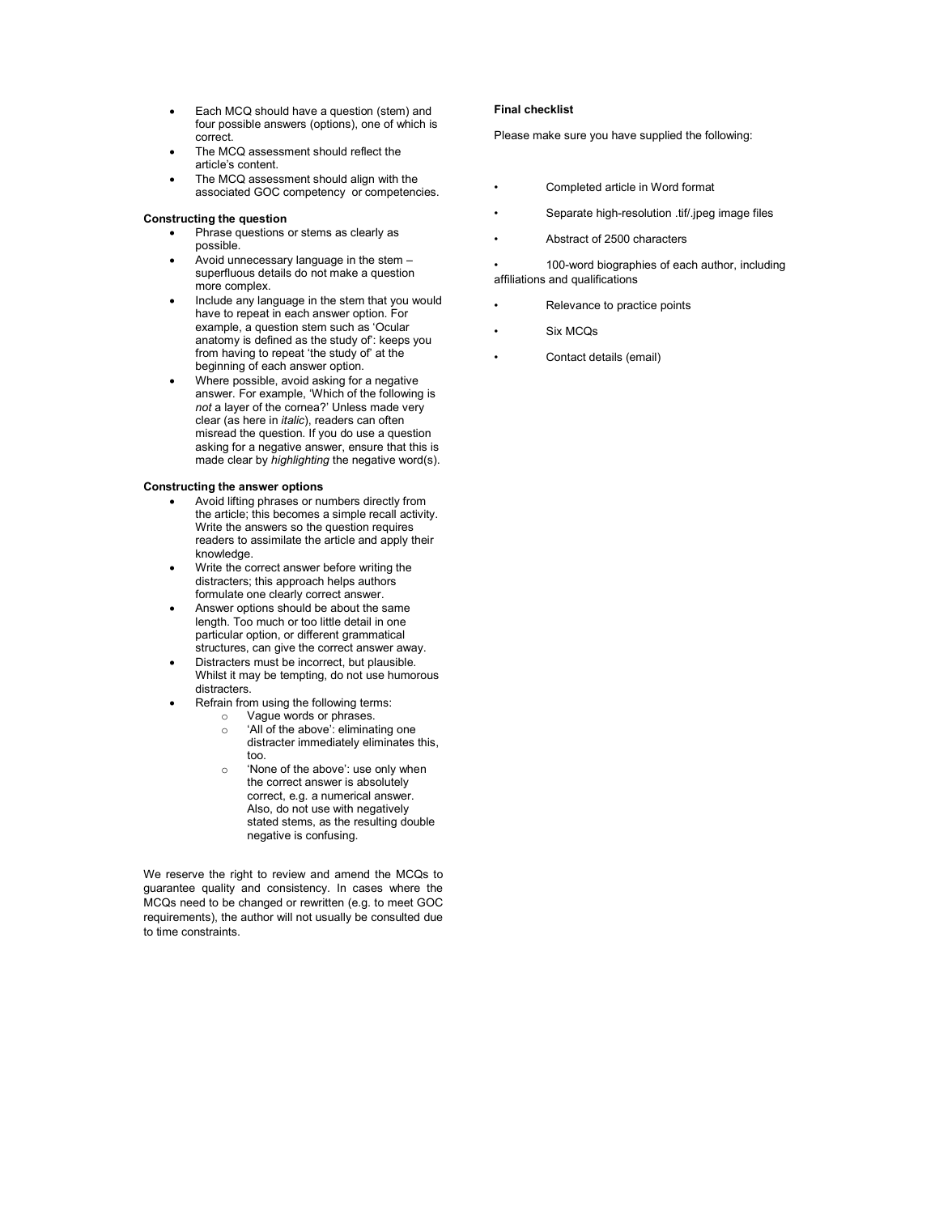- Each MCQ should have a question (stem) and four possible answers (options), one of which is correct.
- The MCQ assessment should reflect the article's content.
- The MCQ assessment should align with the associated GOC competency or competencies.

**Constructing the question**

- Phrase questions or stems as clearly as possible.
- Avoid unnecessary language in the stem – superfluous details do not make a question more complex.
- Include any language in the stem that you would have to repeat in each answer option. For example, a question stem such as 'Ocular anatomy is defined as the study of': keeps you from having to repeat 'the study of' at the beginning of each answer option.
- Where possible, avoid asking for a negative answer. For example, 'Which of the following is *not* a layer of the cornea?' Unless made very clear (as here in *italic*), readers can often misread the question. If you do use a question asking for a negative answer, ensure that this is made clear by *highlighting* the negative word(s).

**Constructing the answer options**

- Avoid lifting phrases or numbers directly from the article; this becomes a simple recall activity. Write the answers so the question requires readers to assimilate the article and apply their knowledge.
- Write the correct answer before writing the distracters; this approach helps authors formulate one clearly correct answer.
- Answer options should be about the same length. Too much or too little detail in one particular option, or different grammatical structures, can give the correct answer away.
- Distracters must be incorrect, but plausible. Whilst it may be tempting, do not use humorous distracters.
- Refrain from using the following terms:
  - Vague words or phrases.
  - 'All of the above': eliminating one distracter immediately eliminates this, too.
  - 'None of the above': use only when the correct answer is absolutely correct, e.g. a numerical answer. Also, do not use with negatively stated stems, as the resulting double negative is confusing.

We reserve the right to review and amend the MCQs to guarantee quality and consistency. In cases where the MCQs need to be changed or rewritten (e.g. to meet GOC requirements), the author will not usually be consulted due to time constraints.

**Final checklist**

Please make sure you have supplied the following:

- Completed article in Word format
- Separate high-resolution .tif/.jpeg image files
- Abstract of 2500 characters
- 100-word biographies of each author, including affiliations and qualifications
- Relevance to practice points
- Six MCQs
- Contact details (email)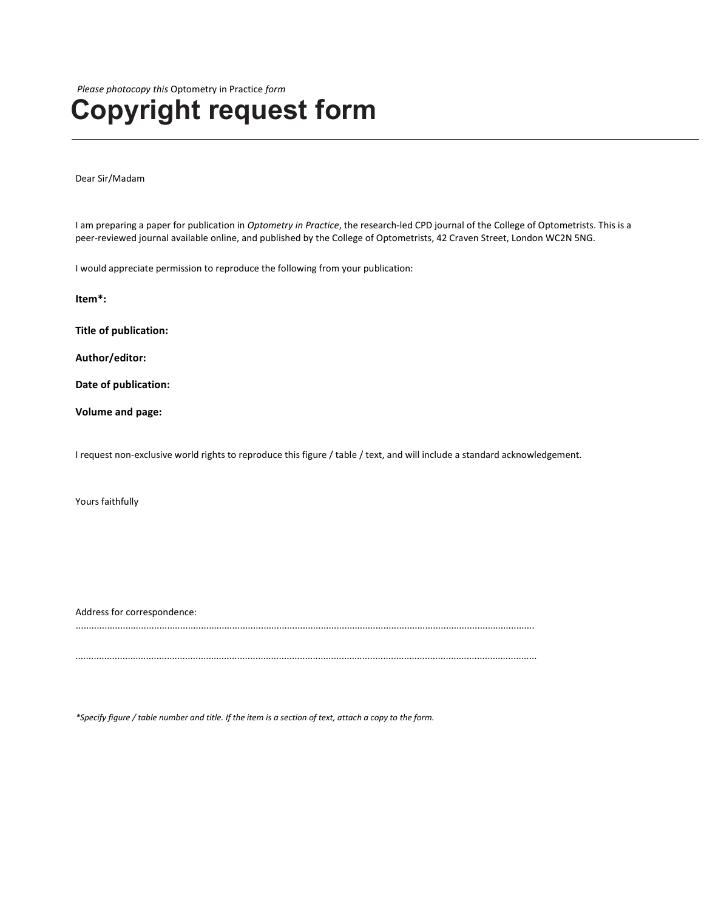*Please photocopy this* Optometry in Practice *form*

# Copyright request form

Dear Sir/Madam

I am preparing a paper for publication in *Optometry in Practice*, the research-led CPD journal of the College of Optometrists. This is a peer-reviewed journal available online, and published by the College of Optometrists, 42 Craven Street, London WC2N 5NG.

I would appreciate permission to reproduce the following from your publication:

**Item*:**

**Title of publication:**

**Author/editor:**

**Date of publication:**

**Volume and page:**

I request non-exclusive world rights to reproduce this figure / table / text, and will include a standard acknowledgement.

Yours faithfully

Address for correspondence:

.............................................................................................................................................................

.............................................................................................................................................................

**Specify figure / table number and title. If the item is a section of text, attach a copy to the form.*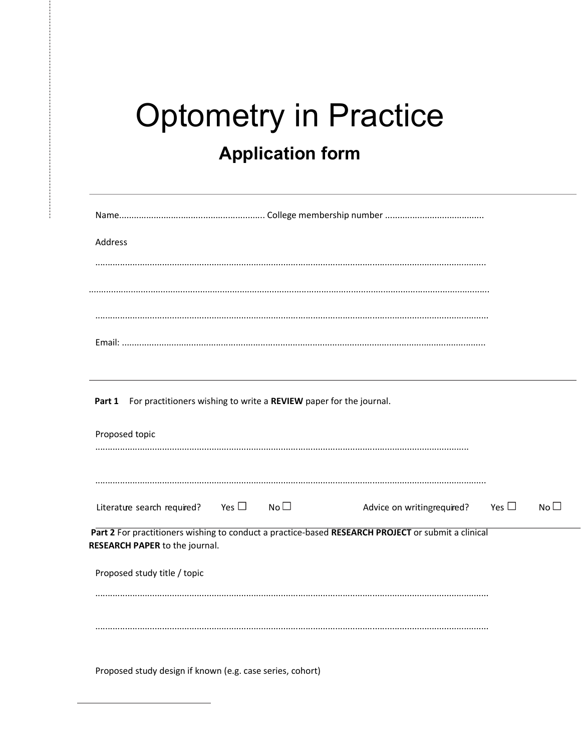# Optometry in Practice

## Application form

---

Name.......................................................... College membership number .......................................

Address

..........................................................................................................................................................

..........................................................................................................................................................

..........................................................................................................................................................

Email: .................................................................................................................................

---

**Part 1** For practitioners wishing to write a **REVIEW** paper for the journal.

Proposed topic

.....................................................................................................................................................

..........................................................................................................................................................

Literature search required? Yes ☐ No ☐ Advice on writingrequired? Yes ☐ No ☐

---

**Part 2** For practitioners wishing to conduct a practice-based **RESEARCH PROJECT** or submit a clinical **RESEARCH PAPER** to the journal.

Proposed study title / topic

..........................................................................................................................................................

..........................................................................................................................................................

Proposed study design if known (e.g. case series, cohort)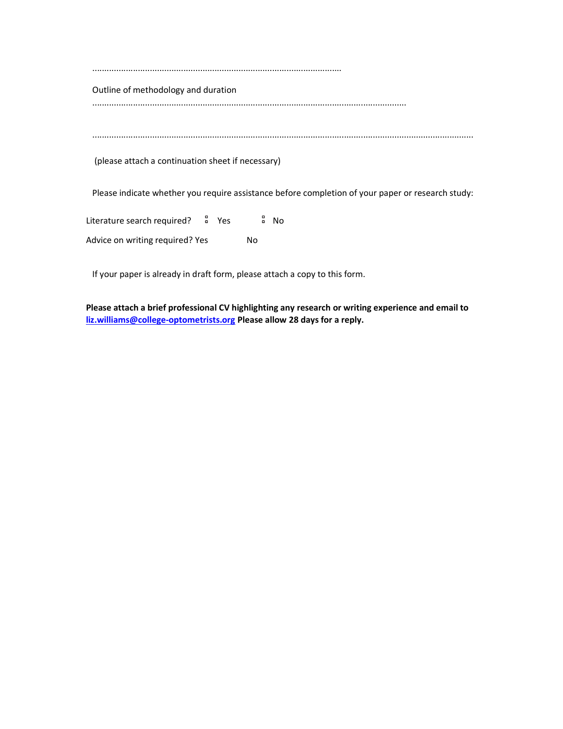……………………………………………………………………………………………

Outline of methodology and duration

………………………………………………………………………………………………………………………

……………………………………………………………………………………………………………………………………………………

(please attach a continuation sheet if necessary)

Please indicate whether you require assistance before completion of your paper or research study:

Literature search required? ☐ Yes ☐ No

Advice on writing required? Yes No

If your paper is already in draft form, please attach a copy to this form.

**Please attach a brief professional CV highlighting any research or writing experience and email to liz.williams@college-optometrists.org Please allow 28 days for a reply.**